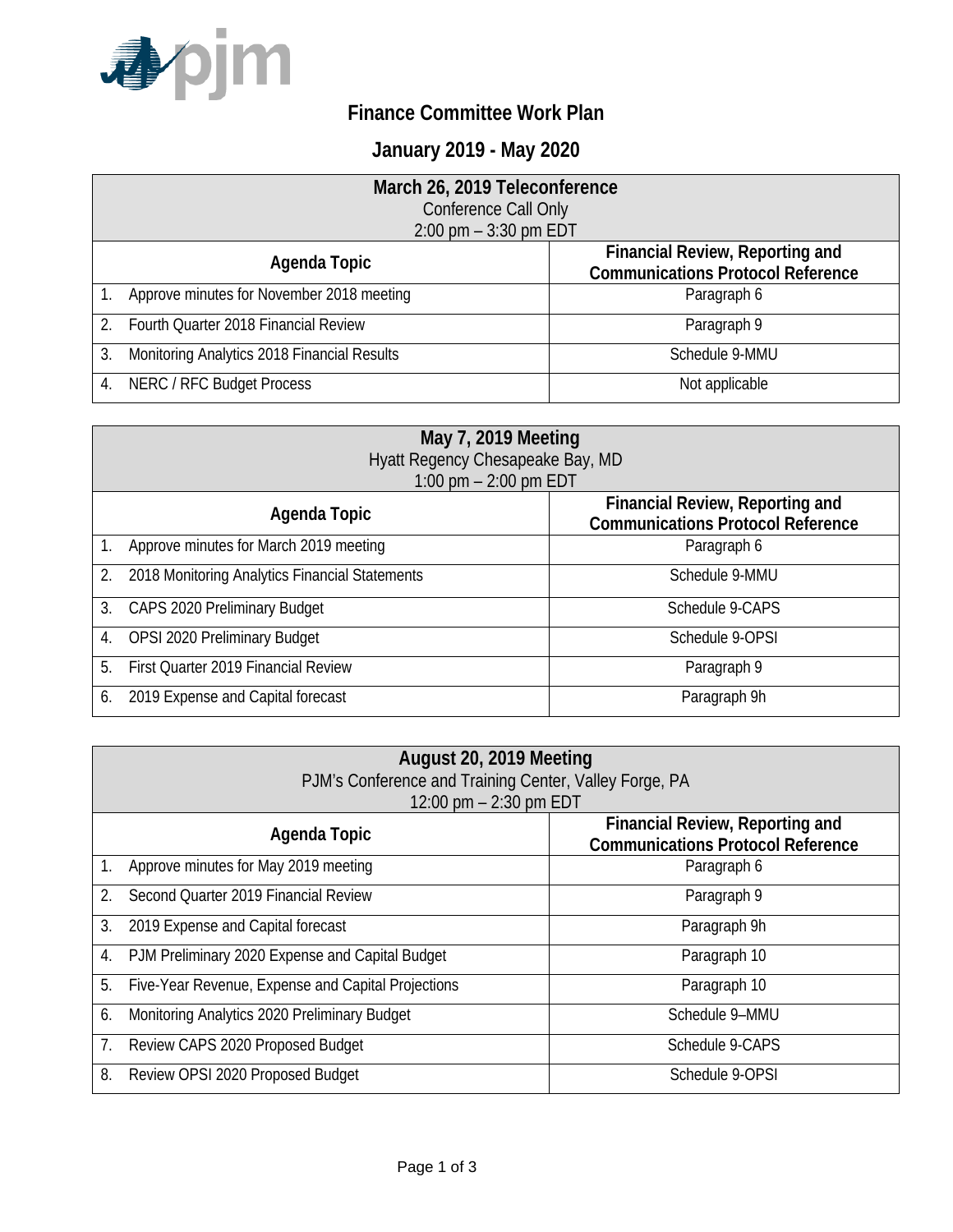# Finance Committee Work Plan

## January 2019 - May 2020

| March 26, 2019 Teleconference<br>Conference Call Only<br>2:00 pm – 3:30 pm EDT | |
|---|---|
| **Agenda Topic** | **Financial Review, Reporting and Communications Protocol Reference** |
| 1. Approve minutes for November 2018 meeting | Paragraph 6 |
| 2. Fourth Quarter 2018 Financial Review | Paragraph 9 |
| 3. Monitoring Analytics 2018 Financial Results | Schedule 9-MMU |
| 4. NERC / RFC Budget Process | Not applicable |

| May 7, 2019 Meeting<br>Hyatt Regency Chesapeake Bay, MD<br>1:00 pm – 2:00 pm EDT | |
|---|---|
| **Agenda Topic** | **Financial Review, Reporting and Communications Protocol Reference** |
| 1. Approve minutes for March 2019 meeting | Paragraph 6 |
| 2. 2018 Monitoring Analytics Financial Statements | Schedule 9-MMU |
| 3. CAPS 2020 Preliminary Budget | Schedule 9-CAPS |
| 4. OPSI 2020 Preliminary Budget | Schedule 9-OPSI |
| 5. First Quarter 2019 Financial Review | Paragraph 9 |
| 6. 2019 Expense and Capital forecast | Paragraph 9h |

| August 20, 2019 Meeting<br>PJM's Conference and Training Center, Valley Forge, PA<br>12:00 pm – 2:30 pm EDT | |
|---|---|
| **Agenda Topic** | **Financial Review, Reporting and Communications Protocol Reference** |
| 1. Approve minutes for May 2019 meeting | Paragraph 6 |
| 2. Second Quarter 2019 Financial Review | Paragraph 9 |
| 3. 2019 Expense and Capital forecast | Paragraph 9h |
| 4. PJM Preliminary 2020 Expense and Capital Budget | Paragraph 10 |
| 5. Five-Year Revenue, Expense and Capital Projections | Paragraph 10 |
| 6. Monitoring Analytics 2020 Preliminary Budget | Schedule 9–MMU |
| 7. Review CAPS 2020 Proposed Budget | Schedule 9-CAPS |
| 8. Review OPSI 2020 Proposed Budget | Schedule 9-OPSI |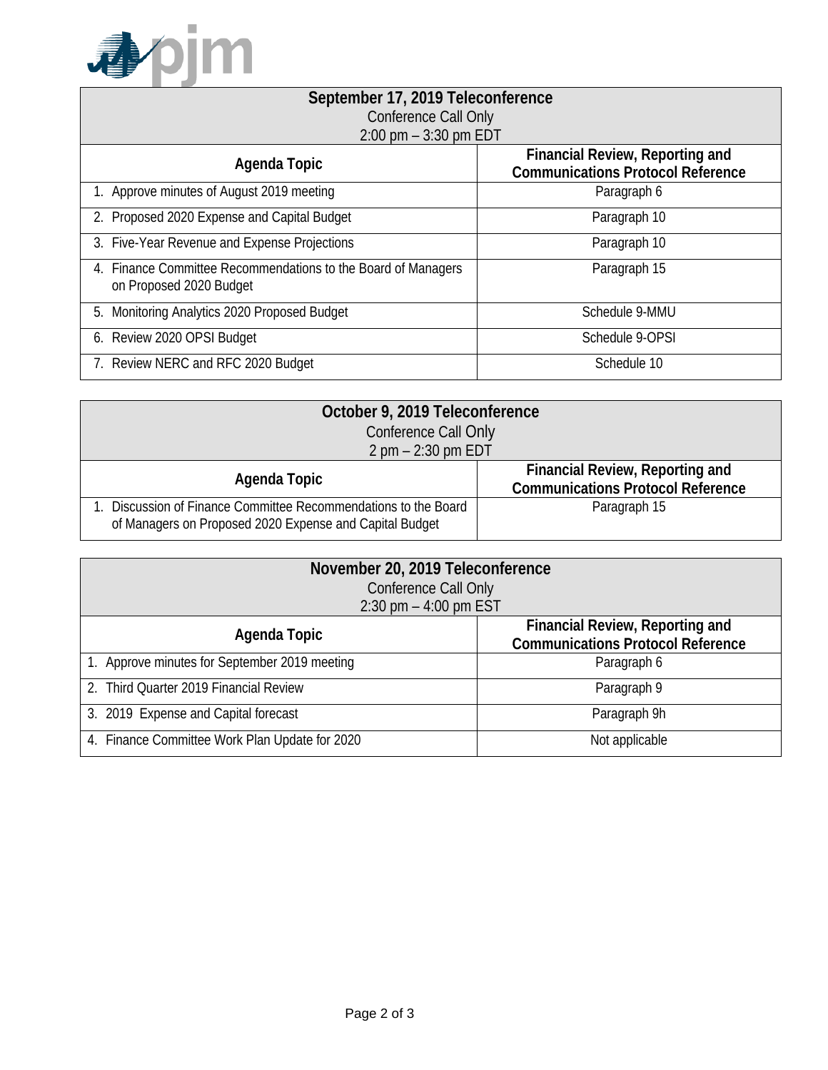| September 17, 2019 Teleconference<br>Conference Call Only<br>2:00 pm – 3:30 pm EDT | |
|---|---|
| **Agenda Topic** | **Financial Review, Reporting and Communications Protocol Reference** |
| 1. Approve minutes of August 2019 meeting | Paragraph 6 |
| 2. Proposed 2020 Expense and Capital Budget | Paragraph 10 |
| 3. Five-Year Revenue and Expense Projections | Paragraph 10 |
| 4. Finance Committee Recommendations to the Board of Managers on Proposed 2020 Budget | Paragraph 15 |
| 5. Monitoring Analytics 2020 Proposed Budget | Schedule 9-MMU |
| 6. Review 2020 OPSI Budget | Schedule 9-OPSI |
| 7. Review NERC and RFC 2020 Budget | Schedule 10 |

| October 9, 2019 Teleconference<br>Conference Call Only<br>2 pm – 2:30 pm EDT | |
|---|---|
| **Agenda Topic** | **Financial Review, Reporting and Communications Protocol Reference** |
| 1. Discussion of Finance Committee Recommendations to the Board of Managers on Proposed 2020 Expense and Capital Budget | Paragraph 15 |

| November 20, 2019 Teleconference<br>Conference Call Only<br>2:30 pm – 4:00 pm EST | |
|---|---|
| **Agenda Topic** | **Financial Review, Reporting and Communications Protocol Reference** |
| 1. Approve minutes for September 2019 meeting | Paragraph 6 |
| 2. Third Quarter 2019 Financial Review | Paragraph 9 |
| 3. 2019 Expense and Capital forecast | Paragraph 9h |
| 4. Finance Committee Work Plan Update for 2020 | Not applicable |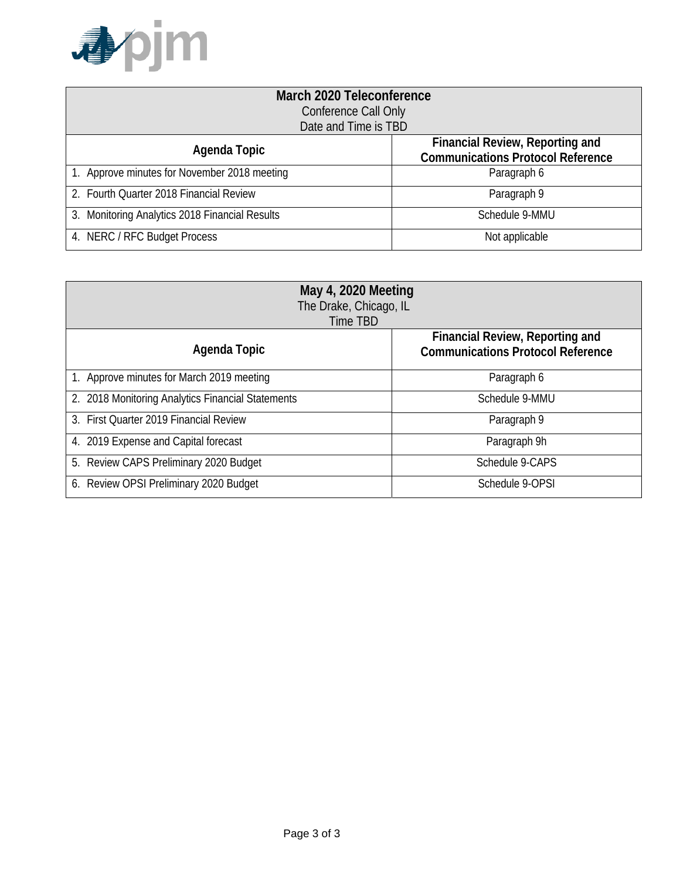| March 2020 Teleconference<br>Conference Call Only<br>Date and Time is TBD | |
|---|---|
| **Agenda Topic** | **Financial Review, Reporting and Communications Protocol Reference** |
| 1. Approve minutes for November 2018 meeting | Paragraph 6 |
| 2. Fourth Quarter 2018 Financial Review | Paragraph 9 |
| 3. Monitoring Analytics 2018 Financial Results | Schedule 9-MMU |
| 4. NERC / RFC Budget Process | Not applicable |

| May 4, 2020 Meeting<br>The Drake, Chicago, IL<br>Time TBD | |
|---|---|
| **Agenda Topic** | **Financial Review, Reporting and Communications Protocol Reference** |
| 1. Approve minutes for March 2019 meeting | Paragraph 6 |
| 2. 2018 Monitoring Analytics Financial Statements | Schedule 9-MMU |
| 3. First Quarter 2019 Financial Review | Paragraph 9 |
| 4. 2019 Expense and Capital forecast | Paragraph 9h |
| 5. Review CAPS Preliminary 2020 Budget | Schedule 9-CAPS |
| 6. Review OPSI Preliminary 2020 Budget | Schedule 9-OPSI |